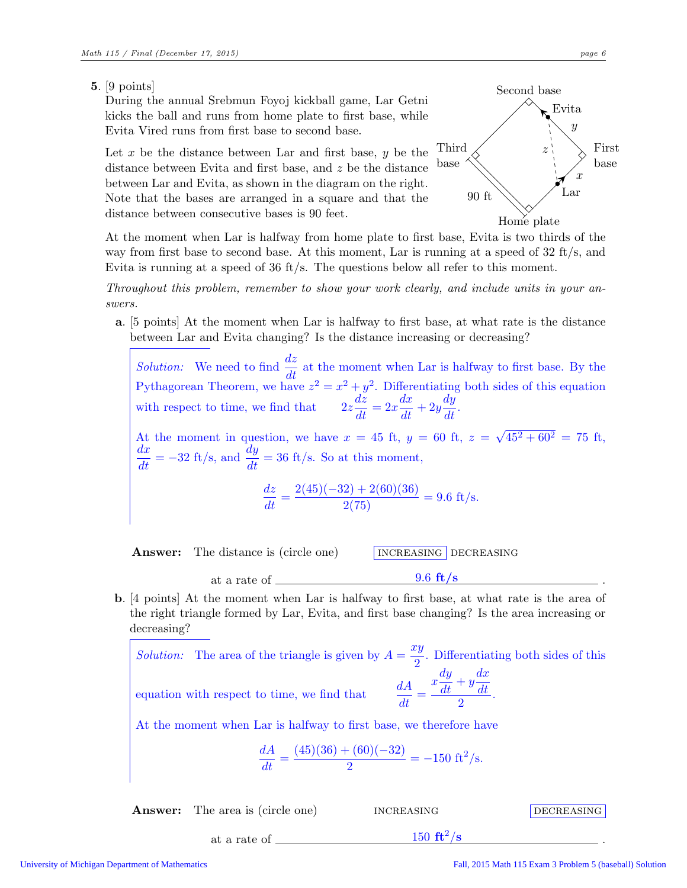**5.** [9 points]
During the annual Srebmun Foyoj kickball game, Lar Getni kicks the ball and runs from home plate to first base, while Evita Vired runs from first base to second base.

Let $x$ be the distance between Lar and first base, $y$ be the distance between Evita and first base, and $z$ be the distance between Lar and Evita, as shown in the diagram on the right. Note that the bases are arranged in a square and that the distance between consecutive bases is 90 feet.

At the moment when Lar is halfway from home plate to first base, Evita is two thirds of the way from first base to second base. At this moment, Lar is running at a speed of 32 ft/s, and Evita is running at a speed of 36 ft/s. The questions below all refer to this moment.

*Throughout this problem, remember to show your work clearly, and include units in your answers.*

**a.** [5 points] At the moment when Lar is halfway to first base, at what rate is the distance between Lar and Evita changing? Is the distance increasing or decreasing?

*Solution:* We need to find $\frac{dz}{dt}$ at the moment when Lar is halfway to first base. By the Pythagorean Theorem, we have $z^2 = x^2 + y^2$. Differentiating both sides of this equation with respect to time, we find that $\quad 2z\frac{dz}{dt} = 2x\frac{dx}{dt} + 2y\frac{dy}{dt}$.

At the moment in question, we have $x = 45$ ft, $y = 60$ ft, $z = \sqrt{45^2 + 60^2} = 75$ ft, $\frac{dx}{dt} = -32$ ft/s, and $\frac{dy}{dt} = 36$ ft/s. So at this moment,

$$\frac{dz}{dt} = \frac{2(45)(-32) + 2(60)(36)}{2(75)} = 9.6 \text{ ft/s}.$$

**Answer:** The distance is (circle one) **[INCREASING]** DECREASING

at a rate of 9.6 **ft/s** .

**b.** [4 points] At the moment when Lar is halfway to first base, at what rate is the area of the right triangle formed by Lar, Evita, and first base changing? Is the area increasing or decreasing?

*Solution:* The area of the triangle is given by $A = \frac{xy}{2}$. Differentiating both sides of this equation with respect to time, we find that $\quad \frac{dA}{dt} = \frac{x\frac{dy}{dt} + y\frac{dx}{dt}}{2}$.

At the moment when Lar is halfway to first base, we therefore have

$$\frac{dA}{dt} = \frac{(45)(36) + (60)(-32)}{2} = -150 \text{ ft}^2\text{/s}.$$

**Answer:** The area is (circle one) INCREASING **[DECREASING]**

at a rate of 150 **ft$^2$/s** .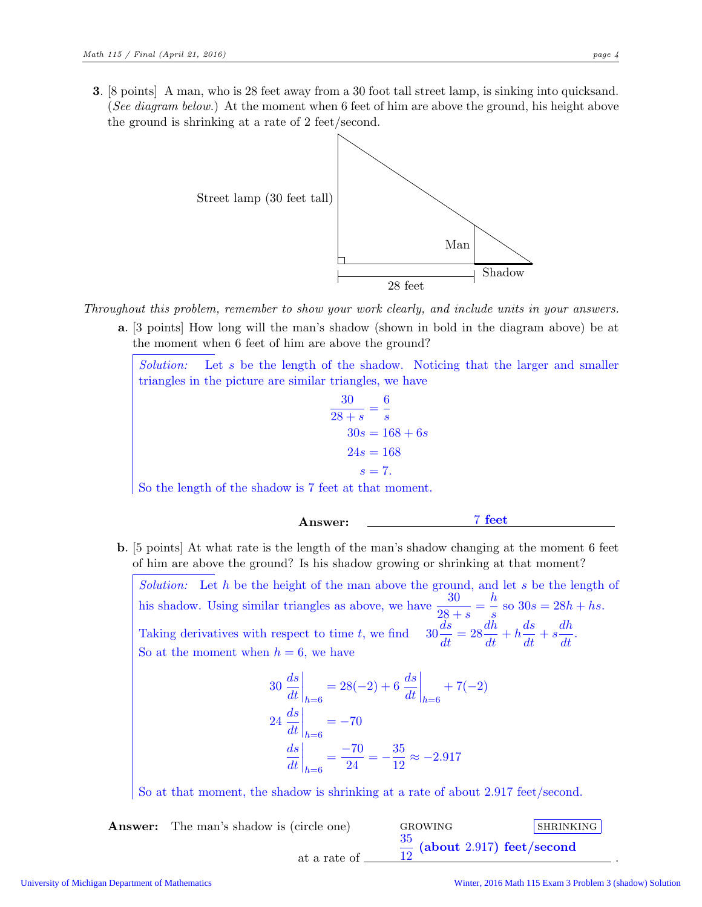**3**. [8 points] A man, who is 28 feet away from a 30 foot tall street lamp, is sinking into quicksand. (*See diagram below.*) At the moment when 6 feet of him are above the ground, his height above the ground is shrinking at a rate of 2 feet/second.

Street lamp (30 feet tall)

Man

Shadow

28 feet

*Throughout this problem, remember to show your work clearly, and include units in your answers.*

**a**. [3 points] How long will the man's shadow (shown in bold in the diagram above) be at the moment when 6 feet of him are above the ground?

*Solution:* Let $s$ be the length of the shadow. Noticing that the larger and smaller triangles in the picture are similar triangles, we have

$$\frac{30}{28+s} = \frac{6}{s}$$
$$30s = 168 + 6s$$
$$24s = 168$$
$$s = 7.$$

So the length of the shadow is 7 feet at that moment.

**Answer:** **7 feet**

**b**. [5 points] At what rate is the length of the man's shadow changing at the moment 6 feet of him are above the ground? Is his shadow growing or shrinking at that moment?

*Solution:* Let $h$ be the height of the man above the ground, and let $s$ be the length of his shadow. Using similar triangles as above, we have $\frac{30}{28+s} = \frac{h}{s}$ so $30s = 28h + hs$.

Taking derivatives with respect to time $t$, we find $30\frac{ds}{dt} = 28\frac{dh}{dt} + h\frac{ds}{dt} + s\frac{dh}{dt}$.

So at the moment when $h = 6$, we have

$$30\left.\frac{ds}{dt}\right|_{h=6} = 28(-2) + 6\left.\frac{ds}{dt}\right|_{h=6} + 7(-2)$$
$$24\left.\frac{ds}{dt}\right|_{h=6} = -70$$
$$\left.\frac{ds}{dt}\right|_{h=6} = \frac{-70}{24} = -\frac{35}{12} \approx -2.917$$

So at that moment, the shadow is shrinking at a rate of about 2.917 feet/second.

**Answer:** The man's shadow is (circle one) GROWING **[SHRINKING]**

at a rate of $\frac{35}{12}$ **(about 2.917) feet/second** .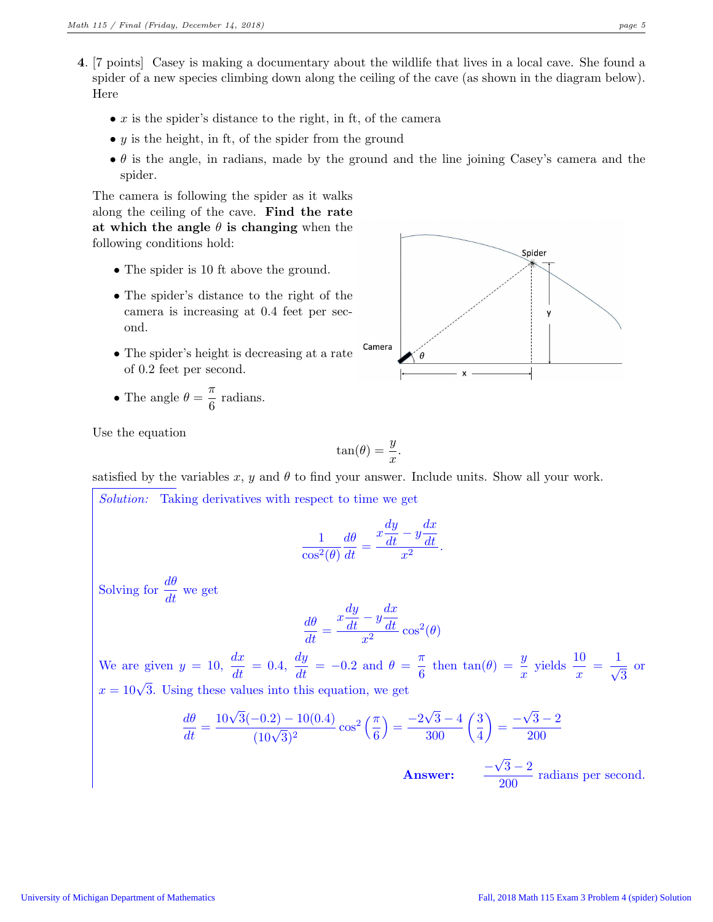**4.** [7 points] Casey is making a documentary about the wildlife that lives in a local cave. She found a spider of a new species climbing down along the ceiling of the cave (as shown in the diagram below). Here

- $x$ is the spider's distance to the right, in ft, of the camera
- $y$ is the height, in ft, of the spider from the ground
- $\theta$ is the angle, in radians, made by the ground and the line joining Casey's camera and the spider.

The camera is following the spider as it walks along the ceiling of the cave. **Find the rate at which the angle $\theta$ is changing** when the following conditions hold:

- The spider is 10 ft above the ground.
- The spider's distance to the right of the camera is increasing at 0.4 feet per second.
- The spider's height is decreasing at a rate of 0.2 feet per second.
- The angle $\theta = \dfrac{\pi}{6}$ radians.

Use the equation

$$\tan(\theta) = \frac{y}{x}.$$

satisfied by the variables $x$, $y$ and $\theta$ to find your answer. Include units. Show all your work.

*Solution:* Taking derivatives with respect to time we get

$$\frac{1}{\cos^2(\theta)}\frac{d\theta}{dt} = \frac{x\dfrac{dy}{dt} - y\dfrac{dx}{dt}}{x^2}.$$

Solving for $\dfrac{d\theta}{dt}$ we get

$$\frac{d\theta}{dt} = \frac{x\dfrac{dy}{dt} - y\dfrac{dx}{dt}}{x^2}\cos^2(\theta)$$

We are given $y = 10$, $\dfrac{dx}{dt} = 0.4$, $\dfrac{dy}{dt} = -0.2$ and $\theta = \dfrac{\pi}{6}$ then $\tan(\theta) = \dfrac{y}{x}$ yields $\dfrac{10}{x} = \dfrac{1}{\sqrt{3}}$ or $x = 10\sqrt{3}$. Using these values into this equation, we get

$$\frac{d\theta}{dt} = \frac{10\sqrt{3}(-0.2) - 10(0.4)}{(10\sqrt{3})^2}\cos^2\left(\frac{\pi}{6}\right) = \frac{-2\sqrt{3} - 4}{300}\left(\frac{3}{4}\right) = \frac{-\sqrt{3} - 2}{200}$$

**Answer:** $\dfrac{-\sqrt{3} - 2}{200}$ radians per second.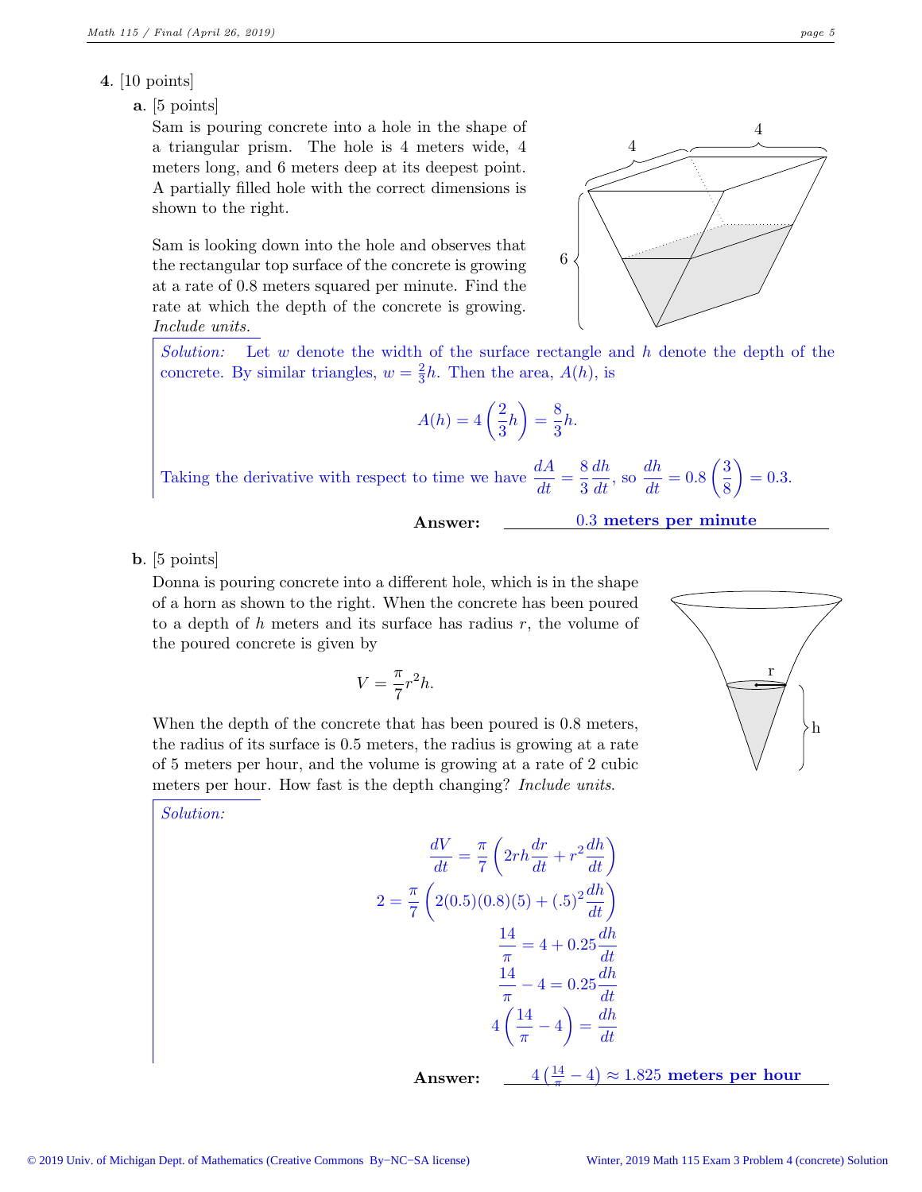**4**. [10 points]

**a**. [5 points]

Sam is pouring concrete into a hole in the shape of a triangular prism. The hole is 4 meters wide, 4 meters long, and 6 meters deep at its deepest point. A partially filled hole with the correct dimensions is shown to the right.

Sam is looking down into the hole and observes that the rectangular top surface of the concrete is growing at a rate of 0.8 meters squared per minute. Find the rate at which the depth of the concrete is growing. *Include units.*

*Solution:* Let $w$ denote the width of the surface rectangle and $h$ denote the depth of the concrete. By similar triangles, $w = \frac{2}{3}h$. Then the area, $A(h)$, is

$$A(h) = 4\left(\frac{2}{3}h\right) = \frac{8}{3}h.$$

Taking the derivative with respect to time we have $\frac{dA}{dt} = \frac{8}{3}\frac{dh}{dt}$, so $\frac{dh}{dt} = 0.8\left(\frac{3}{8}\right) = 0.3$.

**Answer:** 0.3 **meters per minute**

**b**. [5 points]

Donna is pouring concrete into a different hole, which is in the shape of a horn as shown to the right. When the concrete has been poured to a depth of $h$ meters and its surface has radius $r$, the volume of the poured concrete is given by

$$V = \frac{\pi}{7}r^2h.$$

When the depth of the concrete that has been poured is 0.8 meters, the radius of its surface is 0.5 meters, the radius is growing at a rate of 5 meters per hour, and the volume is growing at a rate of 2 cubic meters per hour. How fast is the depth changing? *Include units.*

*Solution:*

$$\frac{dV}{dt} = \frac{\pi}{7}\left(2rh\frac{dr}{dt} + r^2\frac{dh}{dt}\right)$$

$$2 = \frac{\pi}{7}\left(2(0.5)(0.8)(5) + (.5)^2\frac{dh}{dt}\right)$$

$$\frac{14}{\pi} = 4 + 0.25\frac{dh}{dt}$$

$$\frac{14}{\pi} - 4 = 0.25\frac{dh}{dt}$$

$$4\left(\frac{14}{\pi} - 4\right) = \frac{dh}{dt}$$

**Answer:** $4\left(\frac{14}{\pi} - 4\right) \approx 1.825$ **meters per hour**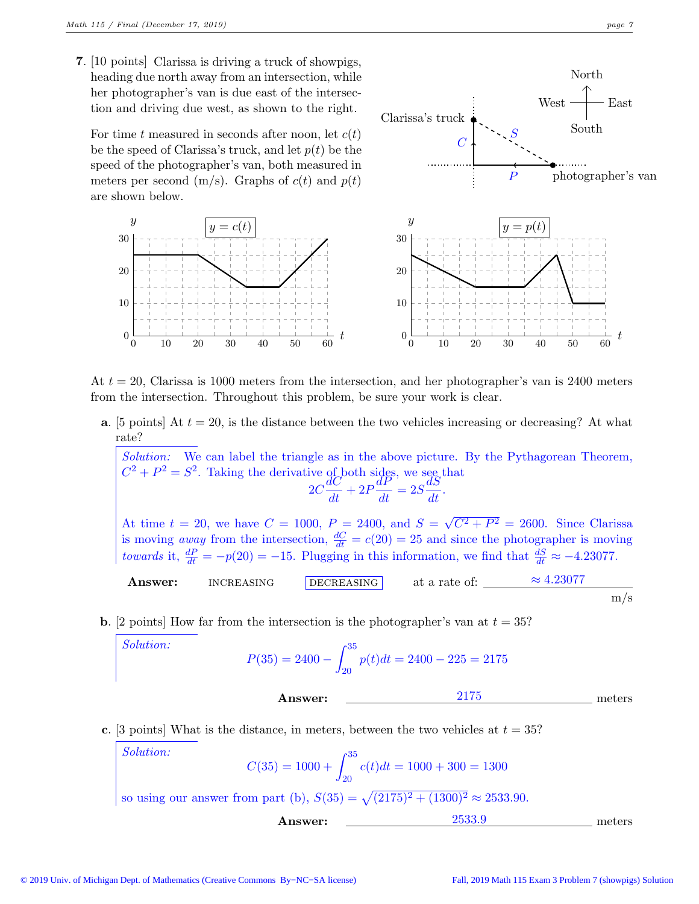**7.** [10 points] Clarissa is driving a truck of showpigs, heading due north away from an intersection, while her photographer's van is due east of the intersection and driving due west, as shown to the right.

For time $t$ measured in seconds after noon, let $c(t)$ be the speed of Clarissa's truck, and let $p(t)$ be the speed of the photographer's van, both measured in meters per second (m/s). Graphs of $c(t)$ and $p(t)$ are shown below.

North
West
East
South
Clarissa's truck
$C$
$S$
$P$
photographer's van

$y = c(t)$
$y$
30
20
10
0
0 10 20 30 40 50 60 $t$

$y = p(t)$
$y$
30
20
10
0
0 10 20 30 40 50 60 $t$

At $t = 20$, Clarissa is 1000 meters from the intersection, and her photographer's van is 2400 meters from the intersection. Throughout this problem, be sure your work is clear.

**a.** [5 points] At $t = 20$, is the distance between the two vehicles increasing or decreasing? At what rate?

*Solution:* We can label the triangle as in the above picture. By the Pythagorean Theorem, $C^2 + P^2 = S^2$. Taking the derivative of both sides, we see that

$$2C\frac{dC}{dt} + 2P\frac{dP}{dt} = 2S\frac{dS}{dt}.$$

At time $t = 20$, we have $C = 1000$, $P = 2400$, and $S = \sqrt{C^2 + P^2} = 2600$. Since Clarissa is moving *away* from the intersection, $\frac{dC}{dt} = c(20) = 25$ and since the photographer is moving *towards* it, $\frac{dP}{dt} = -p(20) = -15$. Plugging in this information, we find that $\frac{dS}{dt} \approx -4.23077$.

**Answer:** INCREASING **[DECREASING]** at a rate of: $\approx 4.23077$ m/s

**b.** [2 points] How far from the intersection is the photographer's van at $t = 35$?

*Solution:*

$$P(35) = 2400 - \int_{20}^{35} p(t)dt = 2400 - 225 = 2175$$

**Answer:** 2175 meters

**c.** [3 points] What is the distance, in meters, between the two vehicles at $t = 35$?

*Solution:*

$$C(35) = 1000 + \int_{20}^{35} c(t)dt = 1000 + 300 = 1300$$

so using our answer from part (b), $S(35) = \sqrt{(2175)^2 + (1300)^2} \approx 2533.90$.

**Answer:** 2533.9 meters